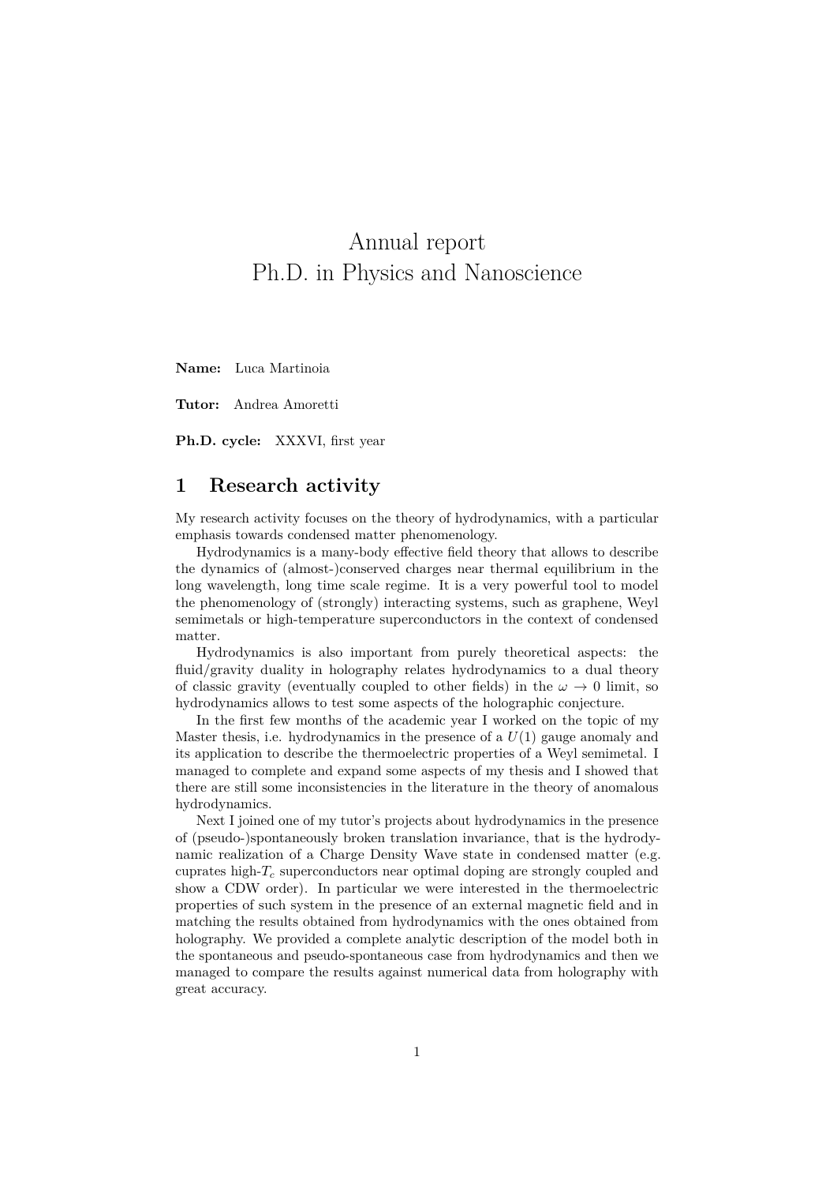# Annual report
# Ph.D. in Physics and Nanoscience

**Name:** Luca Martinoia

**Tutor:** Andrea Amoretti

**Ph.D. cycle:** XXXVI, first year

## 1 Research activity

My research activity focuses on the theory of hydrodynamics, with a particular emphasis towards condensed matter phenomenology.

Hydrodynamics is a many-body effective field theory that allows to describe the dynamics of (almost-)conserved charges near thermal equilibrium in the long wavelength, long time scale regime. It is a very powerful tool to model the phenomenology of (strongly) interacting systems, such as graphene, Weyl semimetals or high-temperature superconductors in the context of condensed matter.

Hydrodynamics is also important from purely theoretical aspects: the fluid/gravity duality in holography relates hydrodynamics to a dual theory of classic gravity (eventually coupled to other fields) in the $\omega \to 0$ limit, so hydrodynamics allows to test some aspects of the holographic conjecture.

In the first few months of the academic year I worked on the topic of my Master thesis, i.e. hydrodynamics in the presence of a $U(1)$ gauge anomaly and its application to describe the thermoelectric properties of a Weyl semimetal. I managed to complete and expand some aspects of my thesis and I showed that there are still some inconsistencies in the literature in the theory of anomalous hydrodynamics.

Next I joined one of my tutor's projects about hydrodynamics in the presence of (pseudo-)spontaneously broken translation invariance, that is the hydrodynamic realization of a Charge Density Wave state in condensed matter (e.g. cuprates high-$T_c$ superconductors near optimal doping are strongly coupled and show a CDW order). In particular we were interested in the thermoelectric properties of such system in the presence of an external magnetic field and in matching the results obtained from hydrodynamics with the ones obtained from holography. We provided a complete analytic description of the model both in the spontaneous and pseudo-spontaneous case from hydrodynamics and then we managed to compare the results against numerical data from holography with great accuracy.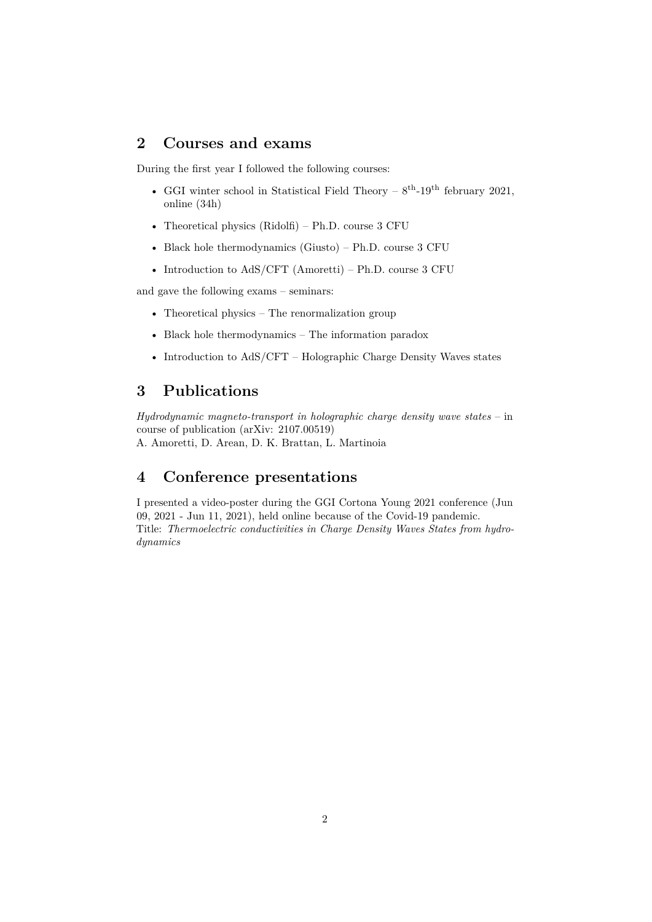## 2 Courses and exams

During the first year I followed the following courses:

- GGI winter school in Statistical Field Theory – $8^{\text{th}}$-$19^{\text{th}}$ february 2021, online (34h)
- Theoretical physics (Ridolfi) – Ph.D. course 3 CFU
- Black hole thermodynamics (Giusto) – Ph.D. course 3 CFU
- Introduction to AdS/CFT (Amoretti) – Ph.D. course 3 CFU

and gave the following exams – seminars:

- Theoretical physics – The renormalization group
- Black hole thermodynamics – The information paradox
- Introduction to AdS/CFT – Holographic Charge Density Waves states

## 3 Publications

*Hydrodynamic magneto-transport in holographic charge density wave states* – in course of publication (arXiv: 2107.00519)
A. Amoretti, D. Arean, D. K. Brattan, L. Martinoia

## 4 Conference presentations

I presented a video-poster during the GGI Cortona Young 2021 conference (Jun 09, 2021 - Jun 11, 2021), held online because of the Covid-19 pandemic.
Title: *Thermoelectric conductivities in Charge Density Waves States from hydrodynamics*